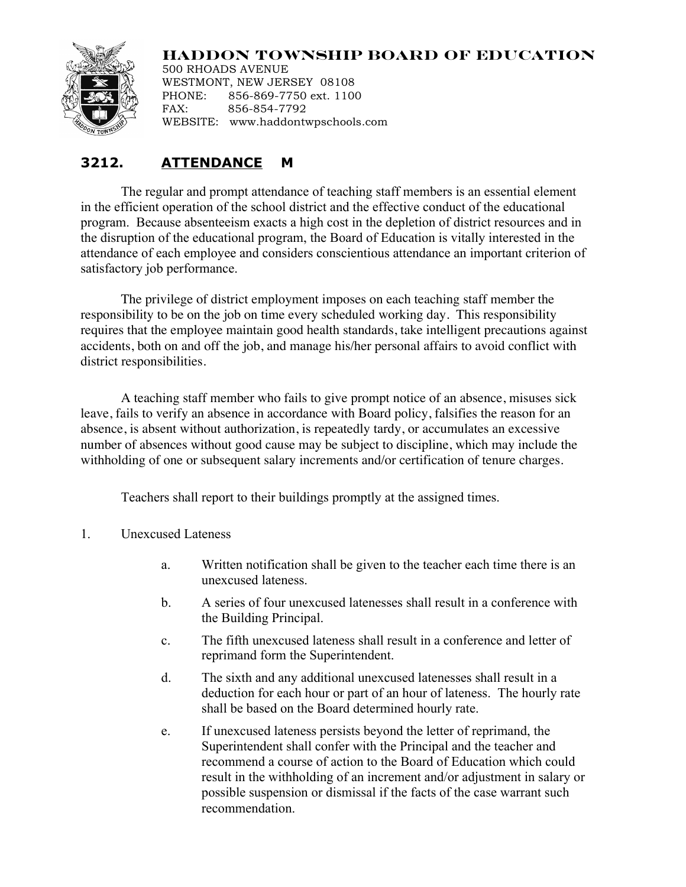# HADDON TOWNSHIP BOARD OF EDUCATION

500 RHOADS AVENUE
WESTMONT, NEW JERSEY 08108
PHONE: 856-869-7750 ext. 1100
FAX: 856-854-7792
WEBSITE: www.haddontwpschools.com

## 3212. ATTENDANCE M

The regular and prompt attendance of teaching staff members is an essential element in the efficient operation of the school district and the effective conduct of the educational program. Because absenteeism exacts a high cost in the depletion of district resources and in the disruption of the educational program, the Board of Education is vitally interested in the attendance of each employee and considers conscientious attendance an important criterion of satisfactory job performance.

The privilege of district employment imposes on each teaching staff member the responsibility to be on the job on time every scheduled working day. This responsibility requires that the employee maintain good health standards, take intelligent precautions against accidents, both on and off the job, and manage his/her personal affairs to avoid conflict with district responsibilities.

A teaching staff member who fails to give prompt notice of an absence, misuses sick leave, fails to verify an absence in accordance with Board policy, falsifies the reason for an absence, is absent without authorization, is repeatedly tardy, or accumulates an excessive number of absences without good cause may be subject to discipline, which may include the withholding of one or subsequent salary increments and/or certification of tenure charges.

Teachers shall report to their buildings promptly at the assigned times.

1. Unexcused Lateness

   a. Written notification shall be given to the teacher each time there is an unexcused lateness.

   b. A series of four unexcused latenesses shall result in a conference with the Building Principal.

   c. The fifth unexcused lateness shall result in a conference and letter of reprimand form the Superintendent.

   d. The sixth and any additional unexcused latenesses shall result in a deduction for each hour or part of an hour of lateness. The hourly rate shall be based on the Board determined hourly rate.

   e. If unexcused lateness persists beyond the letter of reprimand, the Superintendent shall confer with the Principal and the teacher and recommend a course of action to the Board of Education which could result in the withholding of an increment and/or adjustment in salary or possible suspension or dismissal if the facts of the case warrant such recommendation.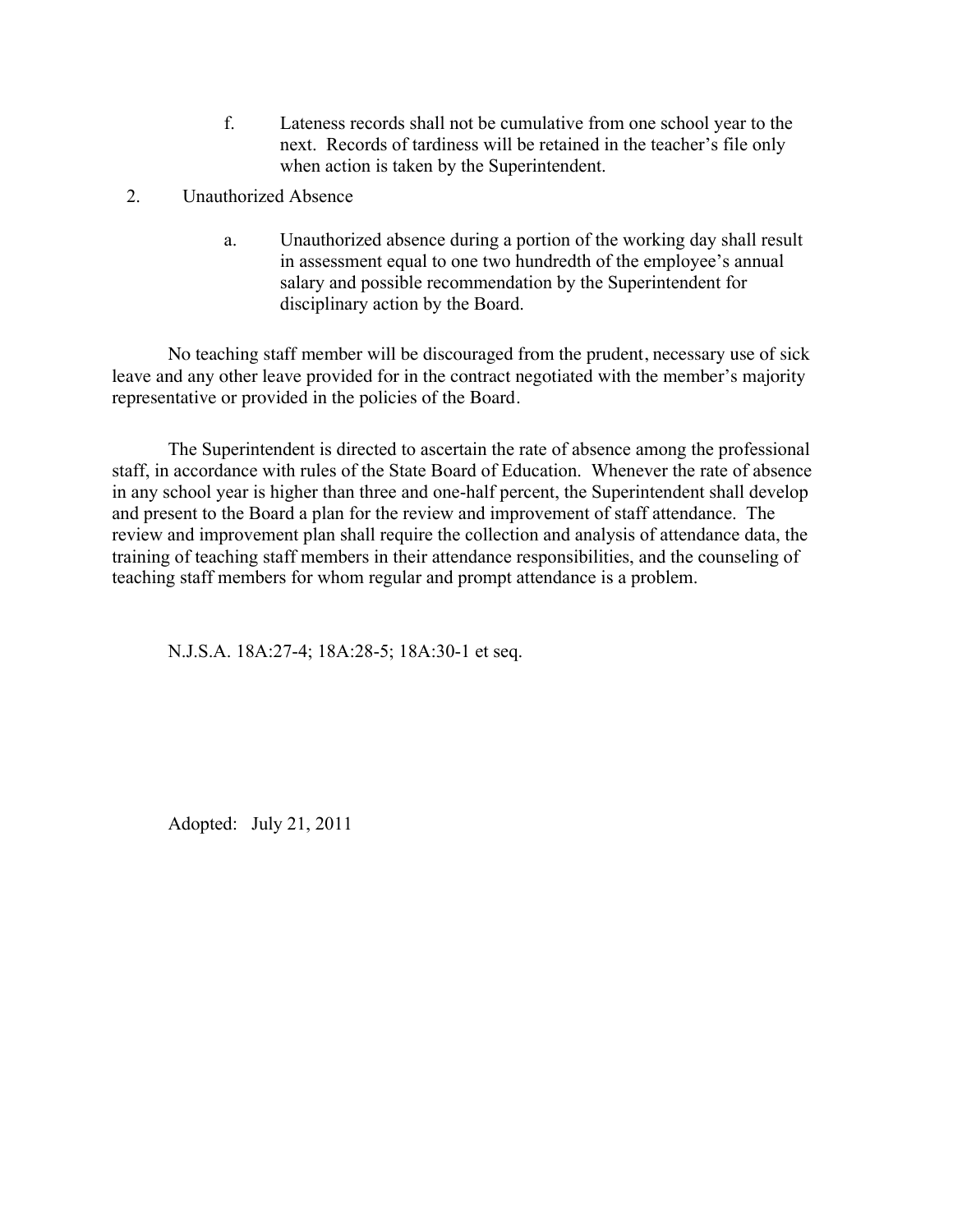f. Lateness records shall not be cumulative from one school year to the next. Records of tardiness will be retained in the teacher's file only when action is taken by the Superintendent.

2. Unauthorized Absence

   a. Unauthorized absence during a portion of the working day shall result in assessment equal to one two hundredth of the employee's annual salary and possible recommendation by the Superintendent for disciplinary action by the Board.

No teaching staff member will be discouraged from the prudent, necessary use of sick leave and any other leave provided for in the contract negotiated with the member's majority representative or provided in the policies of the Board.

The Superintendent is directed to ascertain the rate of absence among the professional staff, in accordance with rules of the State Board of Education. Whenever the rate of absence in any school year is higher than three and one-half percent, the Superintendent shall develop and present to the Board a plan for the review and improvement of staff attendance. The review and improvement plan shall require the collection and analysis of attendance data, the training of teaching staff members in their attendance responsibilities, and the counseling of teaching staff members for whom regular and prompt attendance is a problem.

N.J.S.A. 18A:27-4; 18A:28-5; 18A:30-1 et seq.

Adopted: July 21, 2011